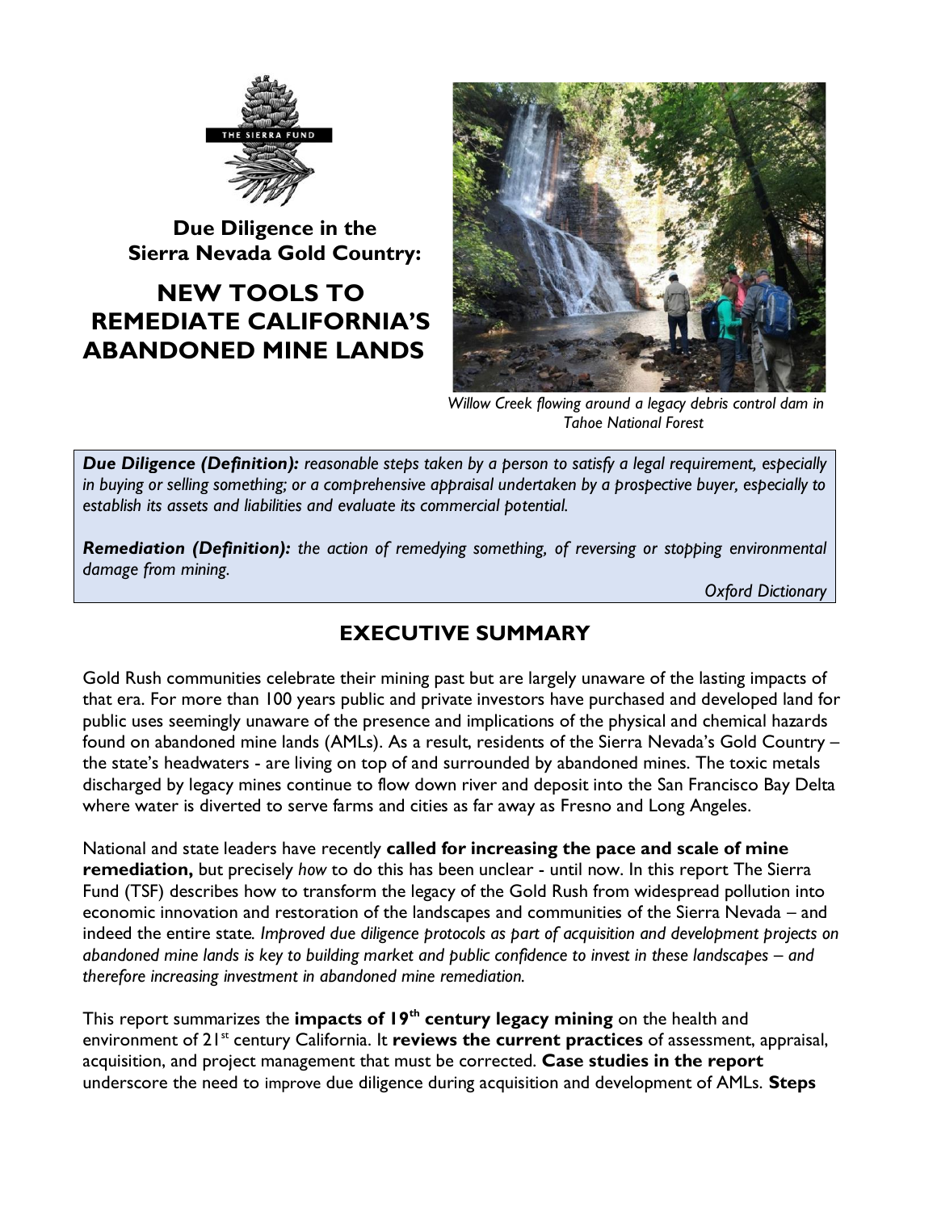THE SIERRA FUND

# Due Diligence in the Sierra Nevada Gold Country:

# NEW TOOLS TO REMEDIATE CALIFORNIA'S ABANDONED MINE LANDS

*Willow Creek flowing around a legacy debris control dam in Tahoe National Forest*

> ***Due Diligence (Definition):*** *reasonable steps taken by a person to satisfy a legal requirement, especially in buying or selling something; or a comprehensive appraisal undertaken by a prospective buyer, especially to establish its assets and liabilities and evaluate its commercial potential.*
>
> ***Remediation (Definition):*** *the action of remedying something, of reversing or stopping environmental damage from mining.*
>
> *Oxford Dictionary*

## EXECUTIVE SUMMARY

Gold Rush communities celebrate their mining past but are largely unaware of the lasting impacts of that era. For more than 100 years public and private investors have purchased and developed land for public uses seemingly unaware of the presence and implications of the physical and chemical hazards found on abandoned mine lands (AMLs). As a result, residents of the Sierra Nevada's Gold Country – the state's headwaters - are living on top of and surrounded by abandoned mines. The toxic metals discharged by legacy mines continue to flow down river and deposit into the San Francisco Bay Delta where water is diverted to serve farms and cities as far away as Fresno and Long Angeles.

National and state leaders have recently **called for increasing the pace and scale of mine remediation,** but precisely *how* to do this has been unclear - until now. In this report The Sierra Fund (TSF) describes how to transform the legacy of the Gold Rush from widespread pollution into economic innovation and restoration of the landscapes and communities of the Sierra Nevada – and indeed the entire state. *Improved due diligence protocols as part of acquisition and development projects on abandoned mine lands is key to building market and public confidence to invest in these landscapes – and therefore increasing investment in abandoned mine remediation.*

This report summarizes the **impacts of 19th century legacy mining** on the health and environment of 21st century California. It **reviews the current practices** of assessment, appraisal, acquisition, and project management that must be corrected. **Case studies in the report** underscore the need to improve due diligence during acquisition and development of AMLs. **Steps**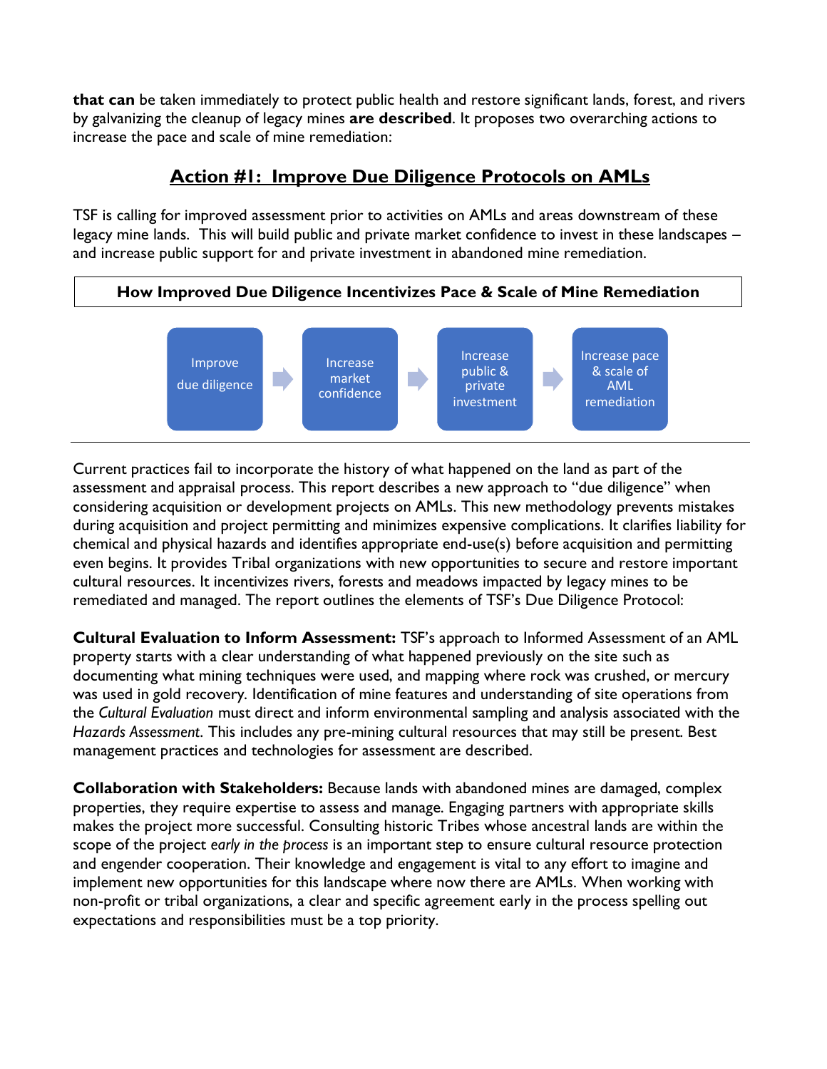**that can** be taken immediately to protect public health and restore significant lands, forest, and rivers by galvanizing the cleanup of legacy mines **are described**. It proposes two overarching actions to increase the pace and scale of mine remediation:

## <u>Action #1: Improve Due Diligence Protocols on AMLs</u>

TSF is calling for improved assessment prior to activities on AMLs and areas downstream of these legacy mine lands. This will build public and private market confidence to invest in these landscapes – and increase public support for and private investment in abandoned mine remediation.

**How Improved Due Diligence Incentivizes Pace & Scale of Mine Remediation**

Improve due diligence → Increase market confidence → Increase public & private investment → Increase pace & scale of AML remediation

Current practices fail to incorporate the history of what happened on the land as part of the assessment and appraisal process. This report describes a new approach to "due diligence" when considering acquisition or development projects on AMLs. This new methodology prevents mistakes during acquisition and project permitting and minimizes expensive complications. It clarifies liability for chemical and physical hazards and identifies appropriate end-use(s) before acquisition and permitting even begins. It provides Tribal organizations with new opportunities to secure and restore important cultural resources. It incentivizes rivers, forests and meadows impacted by legacy mines to be remediated and managed. The report outlines the elements of TSF's Due Diligence Protocol:

**Cultural Evaluation to Inform Assessment:** TSF's approach to Informed Assessment of an AML property starts with a clear understanding of what happened previously on the site such as documenting what mining techniques were used, and mapping where rock was crushed, or mercury was used in gold recovery. Identification of mine features and understanding of site operations from the *Cultural Evaluation* must direct and inform environmental sampling and analysis associated with the *Hazards Assessment*. This includes any pre-mining cultural resources that may still be present. Best management practices and technologies for assessment are described.

**Collaboration with Stakeholders:** Because lands with abandoned mines are damaged, complex properties, they require expertise to assess and manage. Engaging partners with appropriate skills makes the project more successful. Consulting historic Tribes whose ancestral lands are within the scope of the project *early in the process* is an important step to ensure cultural resource protection and engender cooperation. Their knowledge and engagement is vital to any effort to imagine and implement new opportunities for this landscape where now there are AMLs. When working with non-profit or tribal organizations, a clear and specific agreement early in the process spelling out expectations and responsibilities must be a top priority.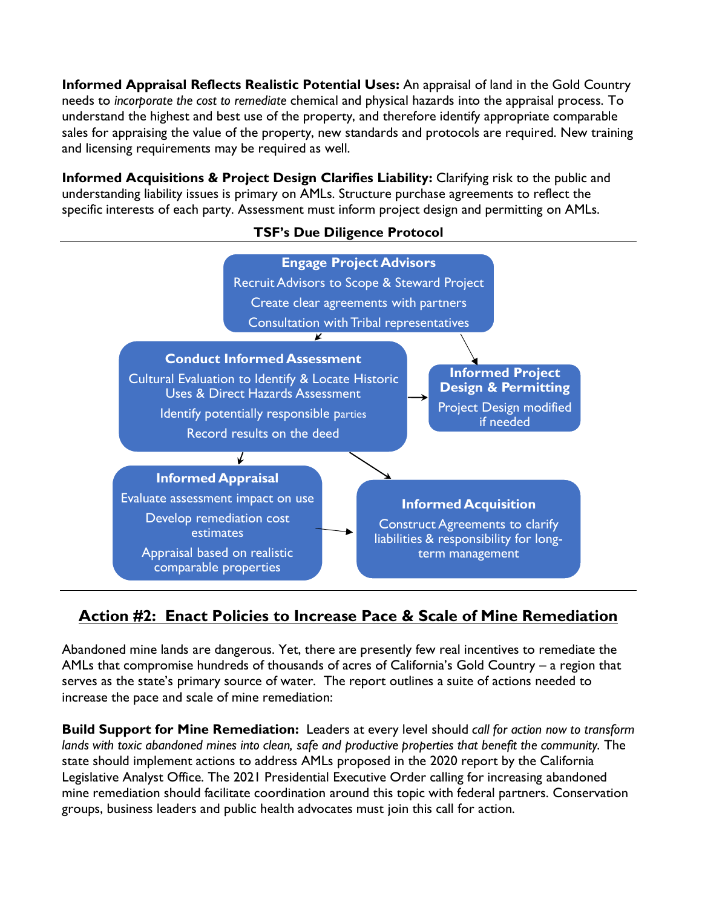**Informed Appraisal Reflects Realistic Potential Uses:** An appraisal of land in the Gold Country needs to *incorporate the cost to remediate* chemical and physical hazards into the appraisal process. To understand the highest and best use of the property, and therefore identify appropriate comparable sales for appraising the value of the property, new standards and protocols are required. New training and licensing requirements may be required as well.

**Informed Acquisitions & Project Design Clarifies Liability:** Clarifying risk to the public and understanding liability issues is primary on AMLs. Structure purchase agreements to reflect the specific interests of each party. Assessment must inform project design and permitting on AMLs.

**TSF's Due Diligence Protocol**

**Engage Project Advisors**
- Recruit Advisors to Scope & Steward Project
- Create clear agreements with partners
- Consultation with Tribal representatives

**Conduct Informed Assessment**
- Cultural Evaluation to Identify & Locate Historic Uses & Direct Hazards Assessment
- Identify potentially responsible parties
- Record results on the deed

**Informed Project Design & Permitting**
- Project Design modified if needed

**Informed Appraisal**
- Evaluate assessment impact on use
- Develop remediation cost estimates
- Appraisal based on realistic comparable properties

**Informed Acquisition**
- Construct Agreements to clarify liabilities & responsibility for long-term management

## Action #2: Enact Policies to Increase Pace & Scale of Mine Remediation

Abandoned mine lands are dangerous. Yet, there are presently few real incentives to remediate the AMLs that compromise hundreds of thousands of acres of California's Gold Country – a region that serves as the state's primary source of water. The report outlines a suite of actions needed to increase the pace and scale of mine remediation:

**Build Support for Mine Remediation:** Leaders at every level should *call for action now to transform lands with toxic abandoned mines into clean, safe and productive properties that benefit the community.* The state should implement actions to address AMLs proposed in the 2020 report by the California Legislative Analyst Office. The 2021 Presidential Executive Order calling for increasing abandoned mine remediation should facilitate coordination around this topic with federal partners. Conservation groups, business leaders and public health advocates must join this call for action.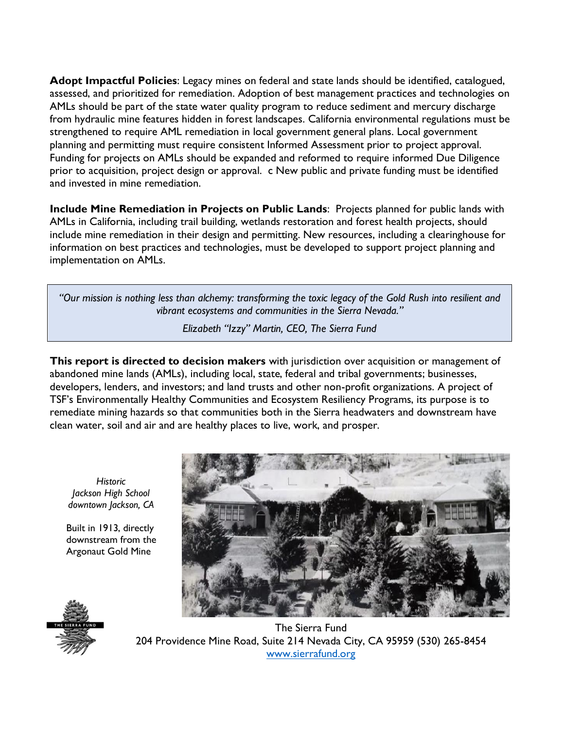**Adopt Impactful Policies**: Legacy mines on federal and state lands should be identified, catalogued, assessed, and prioritized for remediation. Adoption of best management practices and technologies on AMLs should be part of the state water quality program to reduce sediment and mercury discharge from hydraulic mine features hidden in forest landscapes. California environmental regulations must be strengthened to require AML remediation in local government general plans. Local government planning and permitting must require consistent Informed Assessment prior to project approval. Funding for projects on AMLs should be expanded and reformed to require informed Due Diligence prior to acquisition, project design or approval. c New public and private funding must be identified and invested in mine remediation.

**Include Mine Remediation in Projects on Public Lands**: Projects planned for public lands with AMLs in California, including trail building, wetlands restoration and forest health projects, should include mine remediation in their design and permitting. New resources, including a clearinghouse for information on best practices and technologies, must be developed to support project planning and implementation on AMLs.

> *"Our mission is nothing less than alchemy: transforming the toxic legacy of the Gold Rush into resilient and vibrant ecosystems and communities in the Sierra Nevada."*
>
> *Elizabeth "Izzy" Martin, CEO, The Sierra Fund*

**This report is directed to decision makers** with jurisdiction over acquisition or management of abandoned mine lands (AMLs), including local, state, federal and tribal governments; businesses, developers, lenders, and investors; and land trusts and other non-profit organizations. A project of TSF's Environmentally Healthy Communities and Ecosystem Resiliency Programs, its purpose is to remediate mining hazards so that communities both in the Sierra headwaters and downstream have clean water, soil and air and are healthy places to live, work, and prosper.

*Historic Jackson High School downtown Jackson, CA*

Built in 1913, directly downstream from the Argonaut Gold Mine

The Sierra Fund
204 Providence Mine Road, Suite 214 Nevada City, CA 95959 (530) 265-8454
www.sierrafund.org